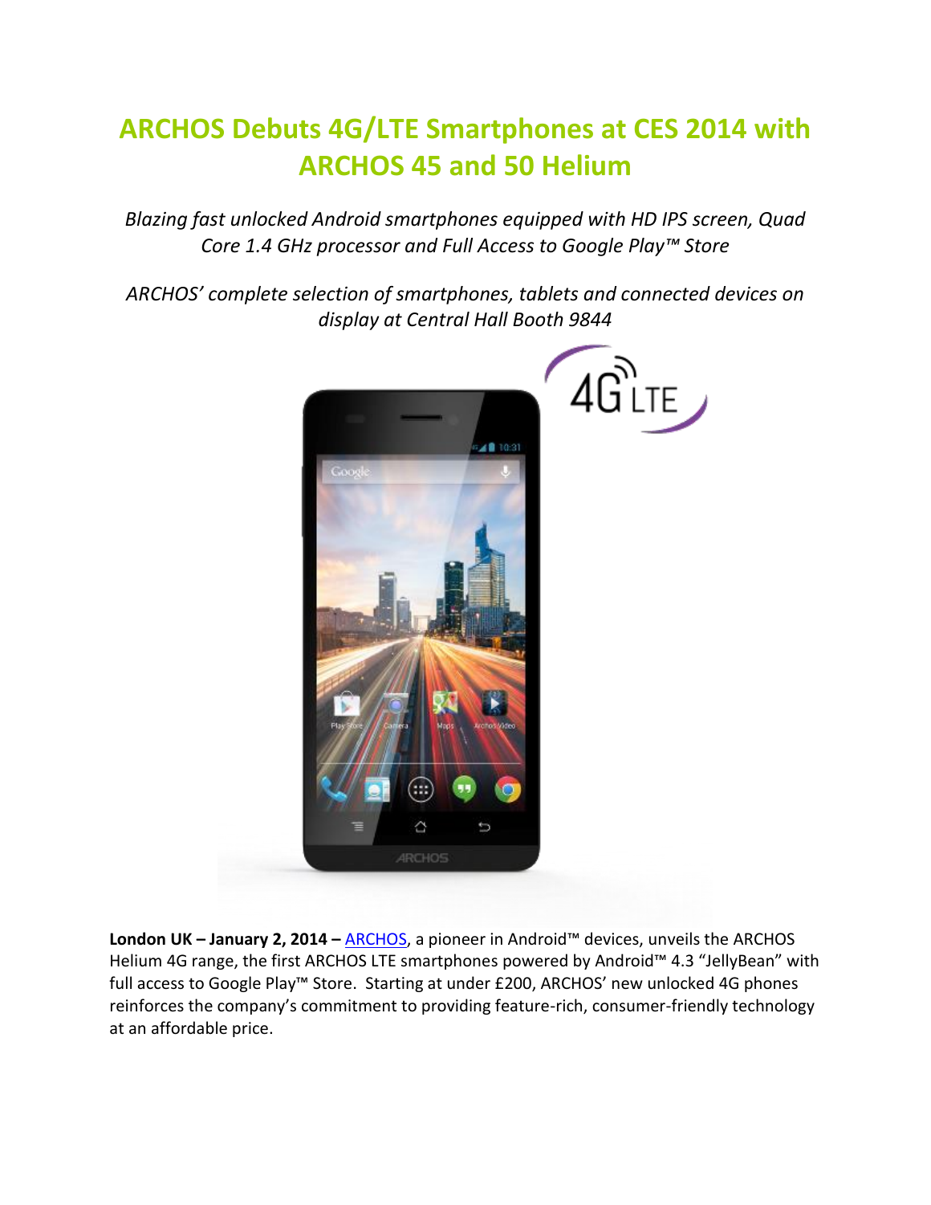# ARCHOS Debuts 4G/LTE Smartphones at CES 2014 with ARCHOS 45 and 50 Helium

*Blazing fast unlocked Android smartphones equipped with HD IPS screen, Quad Core 1.4 GHz processor and Full Access to Google Play™ Store*

*ARCHOS' complete selection of smartphones, tablets and connected devices on display at Central Hall Booth 9844*

**London UK – January 2, 2014 –** ARCHOS, a pioneer in Android™ devices, unveils the ARCHOS Helium 4G range, the first ARCHOS LTE smartphones powered by Android™ 4.3 "JellyBean" with full access to Google Play™ Store. Starting at under £200, ARCHOS' new unlocked 4G phones reinforces the company's commitment to providing feature-rich, consumer-friendly technology at an affordable price.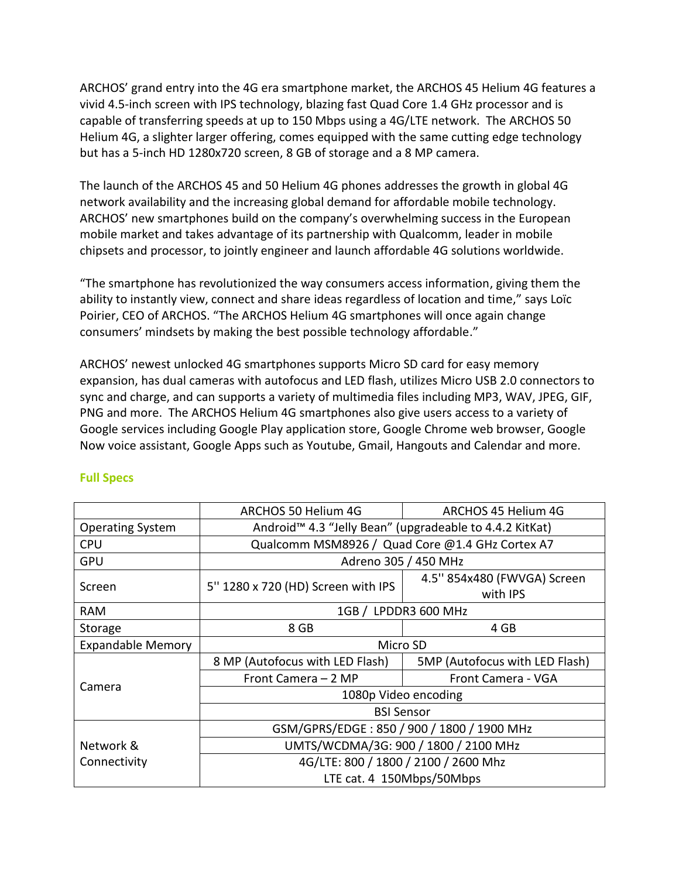ARCHOS' grand entry into the 4G era smartphone market, the ARCHOS 45 Helium 4G features a vivid 4.5-inch screen with IPS technology, blazing fast Quad Core 1.4 GHz processor and is capable of transferring speeds at up to 150 Mbps using a 4G/LTE network. The ARCHOS 50 Helium 4G, a slighter larger offering, comes equipped with the same cutting edge technology but has a 5-inch HD 1280x720 screen, 8 GB of storage and a 8 MP camera.

The launch of the ARCHOS 45 and 50 Helium 4G phones addresses the growth in global 4G network availability and the increasing global demand for affordable mobile technology. ARCHOS' new smartphones build on the company's overwhelming success in the European mobile market and takes advantage of its partnership with Qualcomm, leader in mobile chipsets and processor, to jointly engineer and launch affordable 4G solutions worldwide.

"The smartphone has revolutionized the way consumers access information, giving them the ability to instantly view, connect and share ideas regardless of location and time," says Loïc Poirier, CEO of ARCHOS. "The ARCHOS Helium 4G smartphones will once again change consumers' mindsets by making the best possible technology affordable."

ARCHOS' newest unlocked 4G smartphones supports Micro SD card for easy memory expansion, has dual cameras with autofocus and LED flash, utilizes Micro USB 2.0 connectors to sync and charge, and can supports a variety of multimedia files including MP3, WAV, JPEG, GIF, PNG and more. The ARCHOS Helium 4G smartphones also give users access to a variety of Google services including Google Play application store, Google Chrome web browser, Google Now voice assistant, Google Apps such as Youtube, Gmail, Hangouts and Calendar and more.

**Full Specs**

| | ARCHOS 50 Helium 4G | ARCHOS 45 Helium 4G |
|---|---|---|
| Operating System | Android™ 4.3 "Jelly Bean" (upgradeable to 4.4.2 KitKat) | |
| CPU | Qualcomm MSM8926 / Quad Core @1.4 GHz Cortex A7 | |
| GPU | Adreno 305 / 450 MHz | |
| Screen | 5'' 1280 x 720 (HD) Screen with IPS | 4.5'' 854x480 (FWVGA) Screen with IPS |
| RAM | 1GB / LPDDR3 600 MHz | |
| Storage | 8 GB | 4 GB |
| Expandable Memory | Micro SD | |
| Camera | 8 MP (Autofocus with LED Flash) | 5MP (Autofocus with LED Flash) |
| | Front Camera – 2 MP | Front Camera - VGA |
| | 1080p Video encoding | |
| | BSI Sensor | |
| Network & Connectivity | GSM/GPRS/EDGE : 850 / 900 / 1800 / 1900 MHz | |
| | UMTS/WCDMA/3G: 900 / 1800 / 2100 MHz | |
| | 4G/LTE: 800 / 1800 / 2100 / 2600 Mhz<br>LTE cat. 4 150Mbps/50Mbps | |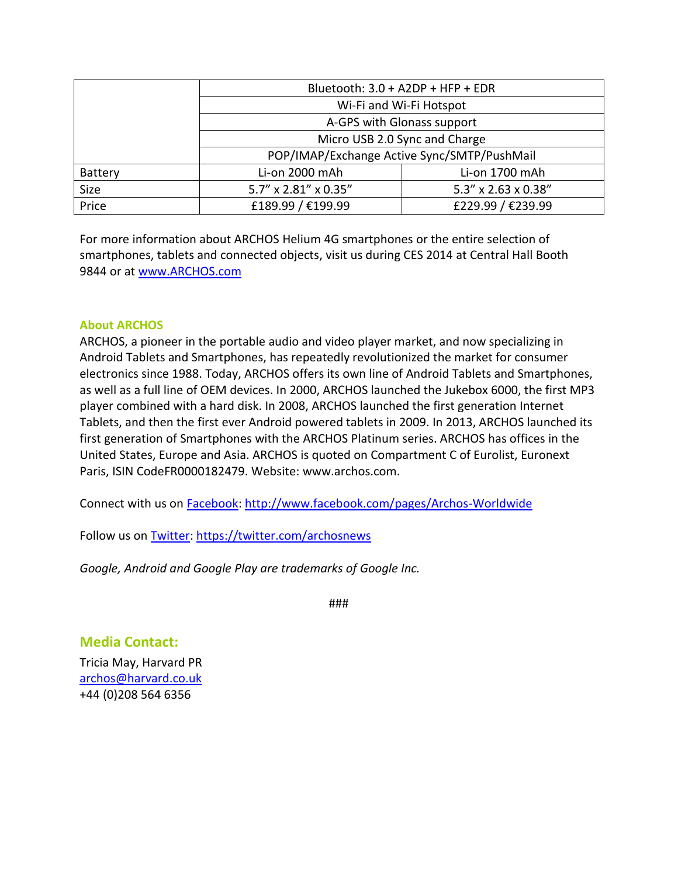| | | |
|---|---|---|
| | Bluetooth: 3.0 + A2DP + HFP + EDR | |
| | Wi-Fi and Wi-Fi Hotspot | |
| | A-GPS with Glonass support | |
| | Micro USB 2.0 Sync and Charge | |
| | POP/IMAP/Exchange Active Sync/SMTP/PushMail | |
| Battery | Li-on 2000 mAh | Li-on 1700 mAh |
| Size | 5.7" x 2.81" x 0.35" | 5.3" x 2.63 x 0.38" |
| Price | £189.99 / €199.99 | £229.99 / €239.99 |

For more information about ARCHOS Helium 4G smartphones or the entire selection of smartphones, tablets and connected objects, visit us during CES 2014 at Central Hall Booth 9844 or at [www.ARCHOS.com](http://www.ARCHOS.com)

**About ARCHOS**

ARCHOS, a pioneer in the portable audio and video player market, and now specializing in Android Tablets and Smartphones, has repeatedly revolutionized the market for consumer electronics since 1988. Today, ARCHOS offers its own line of Android Tablets and Smartphones, as well as a full line of OEM devices. In 2000, ARCHOS launched the Jukebox 6000, the first MP3 player combined with a hard disk. In 2008, ARCHOS launched the first generation Internet Tablets, and then the first ever Android powered tablets in 2009. In 2013, ARCHOS launched its first generation of Smartphones with the ARCHOS Platinum series. ARCHOS has offices in the United States, Europe and Asia. ARCHOS is quoted on Compartment C of Eurolist, Euronext Paris, ISIN CodeFR0000182479. Website: www.archos.com.

Connect with us on Facebook: http://www.facebook.com/pages/Archos-Worldwide

Follow us on Twitter: https://twitter.com/archosnews

*Google, Android and Google Play are trademarks of Google Inc.*

###

## Media Contact:

Tricia May, Harvard PR
archos@harvard.co.uk
+44 (0)208 564 6356